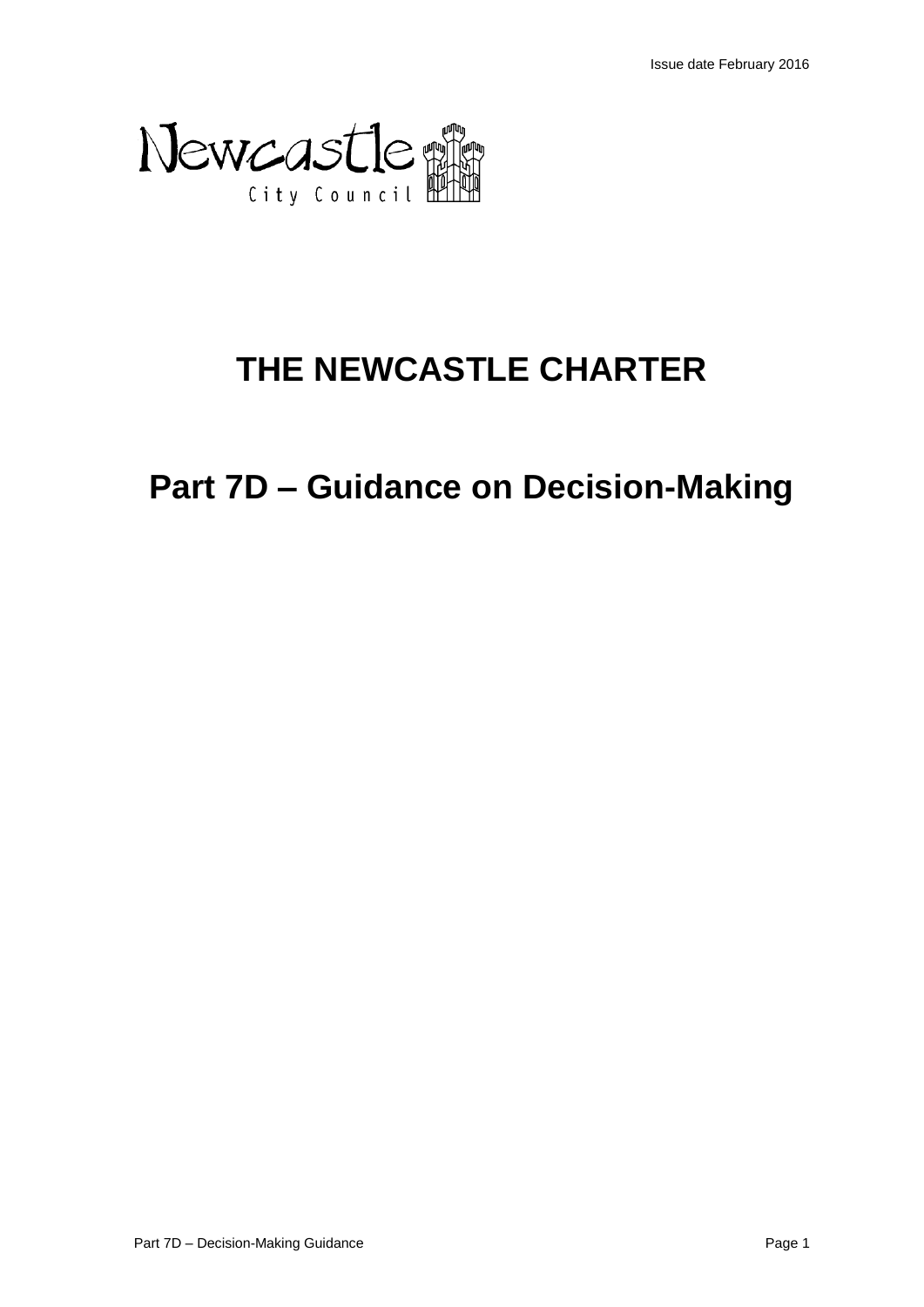Issue date February 2016

Newcastle City Council

# THE NEWCASTLE CHARTER

## Part 7D – Guidance on Decision-Making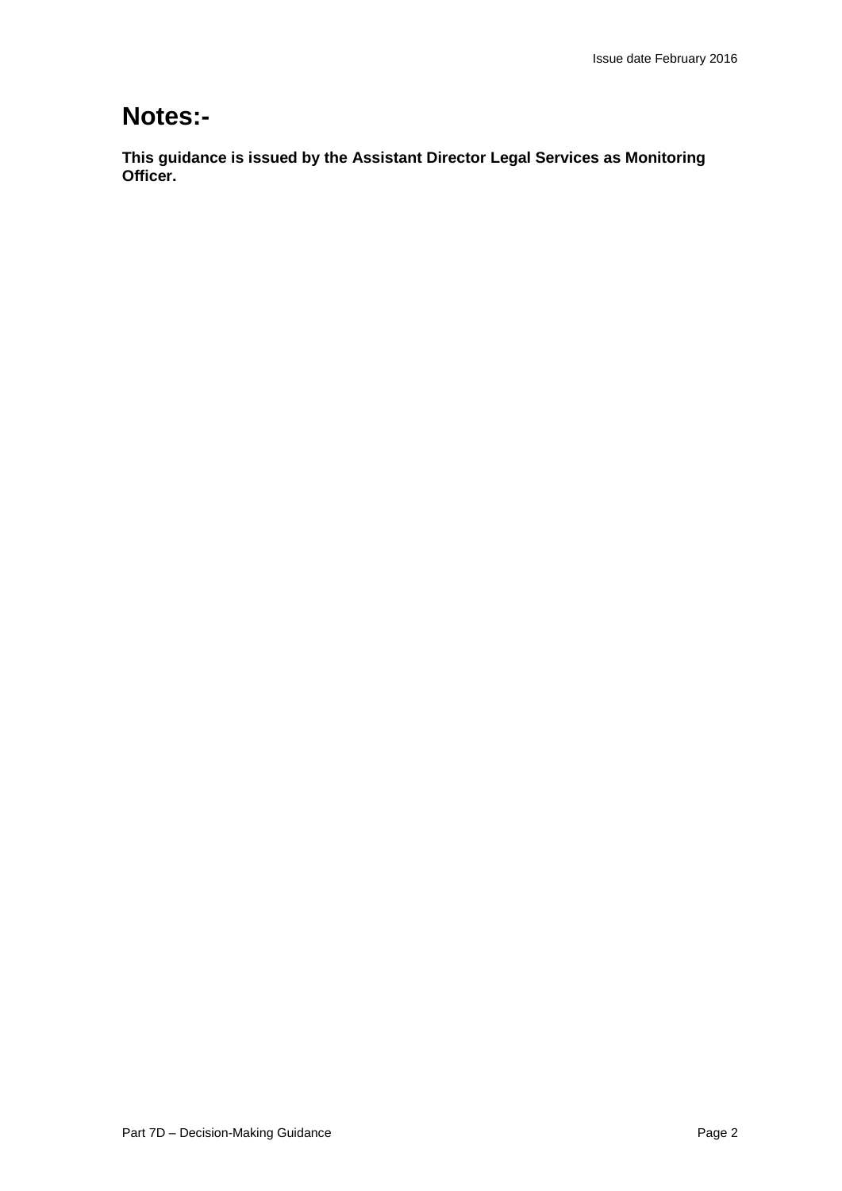# Notes:-

**This guidance is issued by the Assistant Director Legal Services as Monitoring Officer.**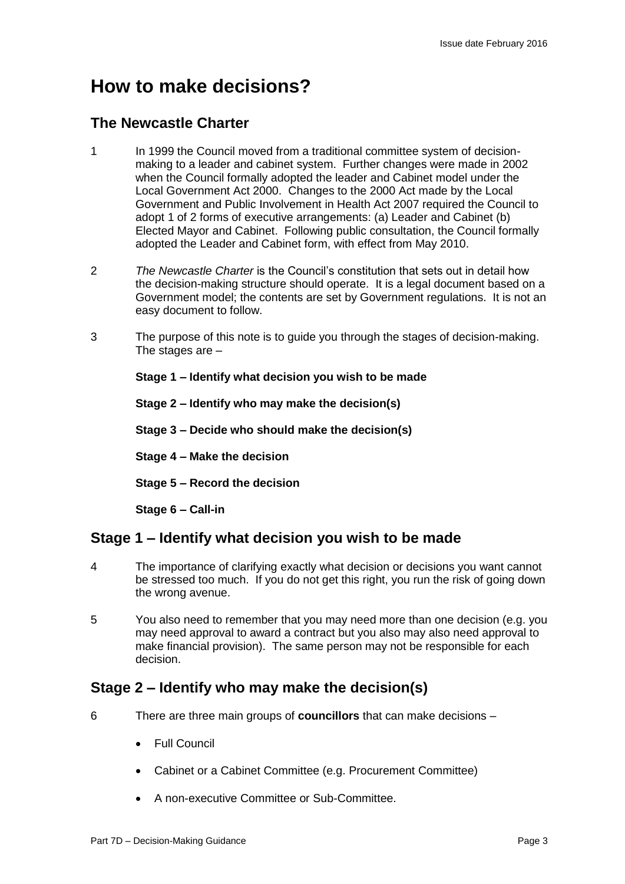# How to make decisions?

## The Newcastle Charter

1 In 1999 the Council moved from a traditional committee system of decision-making to a leader and cabinet system. Further changes were made in 2002 when the Council formally adopted the leader and Cabinet model under the Local Government Act 2000. Changes to the 2000 Act made by the Local Government and Public Involvement in Health Act 2007 required the Council to adopt 1 of 2 forms of executive arrangements: (a) Leader and Cabinet (b) Elected Mayor and Cabinet. Following public consultation, the Council formally adopted the Leader and Cabinet form, with effect from May 2010.

2 *The Newcastle Charter* is the Council's constitution that sets out in detail how the decision-making structure should operate. It is a legal document based on a Government model; the contents are set by Government regulations. It is not an easy document to follow.

3 The purpose of this note is to guide you through the stages of decision-making. The stages are –

**Stage 1 – Identify what decision you wish to be made**

**Stage 2 – Identify who may make the decision(s)**

**Stage 3 – Decide who should make the decision(s)**

**Stage 4 – Make the decision**

**Stage 5 – Record the decision**

**Stage 6 – Call-in**

## Stage 1 – Identify what decision you wish to be made

4 The importance of clarifying exactly what decision or decisions you want cannot be stressed too much. If you do not get this right, you run the risk of going down the wrong avenue.

5 You also need to remember that you may need more than one decision (e.g. you may need approval to award a contract but you also may also need approval to make financial provision). The same person may not be responsible for each decision.

## Stage 2 – Identify who may make the decision(s)

6 There are three main groups of **councillors** that can make decisions –

- Full Council
- Cabinet or a Cabinet Committee (e.g. Procurement Committee)
- A non-executive Committee or Sub-Committee.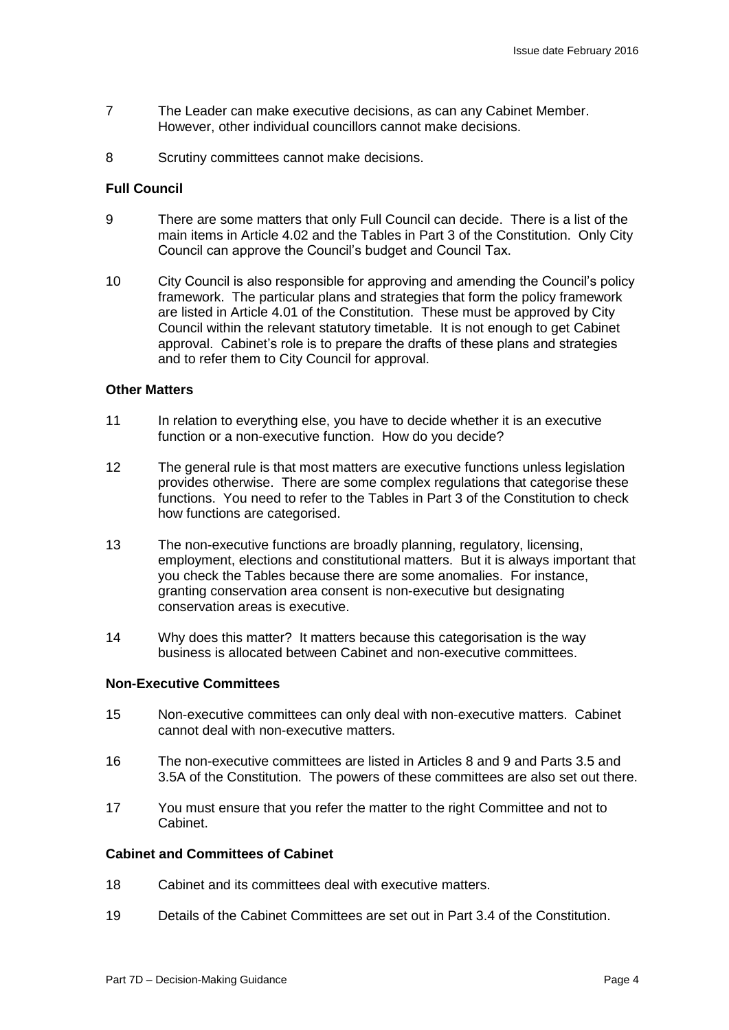7 The Leader can make executive decisions, as can any Cabinet Member. However, other individual councillors cannot make decisions.

8 Scrutiny committees cannot make decisions.

### Full Council

9 There are some matters that only Full Council can decide. There is a list of the main items in Article 4.02 and the Tables in Part 3 of the Constitution. Only City Council can approve the Council's budget and Council Tax.

10 City Council is also responsible for approving and amending the Council's policy framework. The particular plans and strategies that form the policy framework are listed in Article 4.01 of the Constitution. These must be approved by City Council within the relevant statutory timetable. It is not enough to get Cabinet approval. Cabinet's role is to prepare the drafts of these plans and strategies and to refer them to City Council for approval.

### Other Matters

11 In relation to everything else, you have to decide whether it is an executive function or a non-executive function. How do you decide?

12 The general rule is that most matters are executive functions unless legislation provides otherwise. There are some complex regulations that categorise these functions. You need to refer to the Tables in Part 3 of the Constitution to check how functions are categorised.

13 The non-executive functions are broadly planning, regulatory, licensing, employment, elections and constitutional matters. But it is always important that you check the Tables because there are some anomalies. For instance, granting conservation area consent is non-executive but designating conservation areas is executive.

14 Why does this matter? It matters because this categorisation is the way business is allocated between Cabinet and non-executive committees.

### Non-Executive Committees

15 Non-executive committees can only deal with non-executive matters. Cabinet cannot deal with non-executive matters.

16 The non-executive committees are listed in Articles 8 and 9 and Parts 3.5 and 3.5A of the Constitution. The powers of these committees are also set out there.

17 You must ensure that you refer the matter to the right Committee and not to Cabinet.

### Cabinet and Committees of Cabinet

18 Cabinet and its committees deal with executive matters.

19 Details of the Cabinet Committees are set out in Part 3.4 of the Constitution.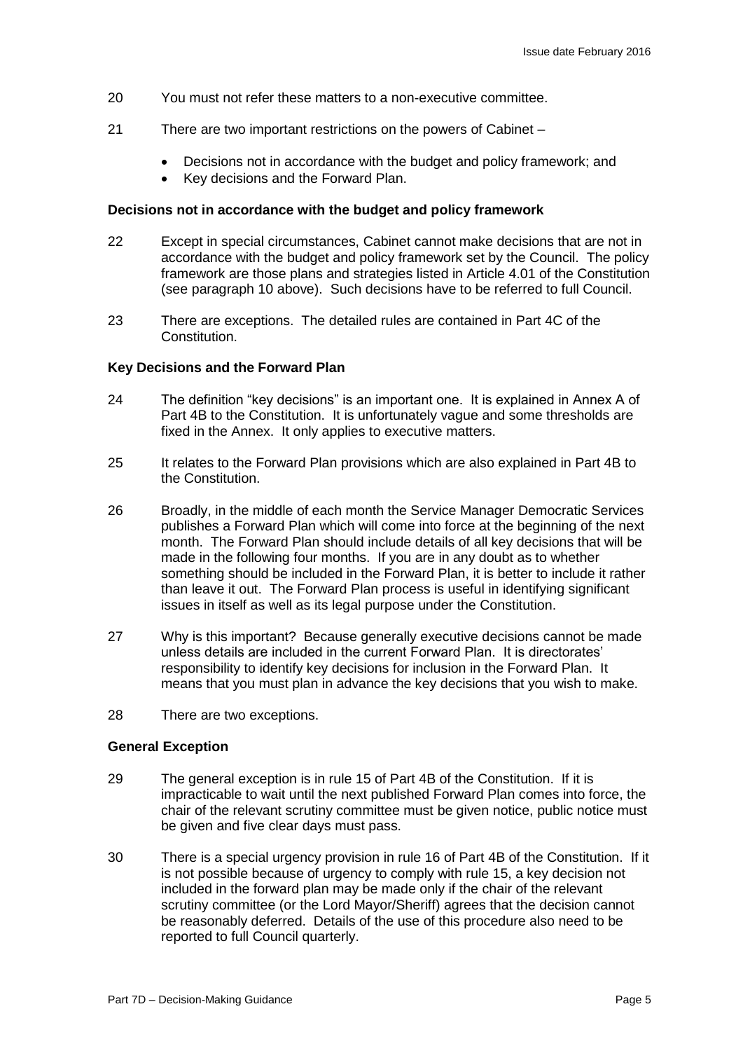20 You must not refer these matters to a non-executive committee.

21 There are two important restrictions on the powers of Cabinet –

- Decisions not in accordance with the budget and policy framework; and
- Key decisions and the Forward Plan.

**Decisions not in accordance with the budget and policy framework**

22 Except in special circumstances, Cabinet cannot make decisions that are not in accordance with the budget and policy framework set by the Council. The policy framework are those plans and strategies listed in Article 4.01 of the Constitution (see paragraph 10 above). Such decisions have to be referred to full Council.

23 There are exceptions. The detailed rules are contained in Part 4C of the Constitution.

**Key Decisions and the Forward Plan**

24 The definition "key decisions" is an important one. It is explained in Annex A of Part 4B to the Constitution. It is unfortunately vague and some thresholds are fixed in the Annex. It only applies to executive matters.

25 It relates to the Forward Plan provisions which are also explained in Part 4B to the Constitution.

26 Broadly, in the middle of each month the Service Manager Democratic Services publishes a Forward Plan which will come into force at the beginning of the next month. The Forward Plan should include details of all key decisions that will be made in the following four months. If you are in any doubt as to whether something should be included in the Forward Plan, it is better to include it rather than leave it out. The Forward Plan process is useful in identifying significant issues in itself as well as its legal purpose under the Constitution.

27 Why is this important? Because generally executive decisions cannot be made unless details are included in the current Forward Plan. It is directorates' responsibility to identify key decisions for inclusion in the Forward Plan. It means that you must plan in advance the key decisions that you wish to make.

28 There are two exceptions.

**General Exception**

29 The general exception is in rule 15 of Part 4B of the Constitution. If it is impracticable to wait until the next published Forward Plan comes into force, the chair of the relevant scrutiny committee must be given notice, public notice must be given and five clear days must pass.

30 There is a special urgency provision in rule 16 of Part 4B of the Constitution. If it is not possible because of urgency to comply with rule 15, a key decision not included in the forward plan may be made only if the chair of the relevant scrutiny committee (or the Lord Mayor/Sheriff) agrees that the decision cannot be reasonably deferred. Details of the use of this procedure also need to be reported to full Council quarterly.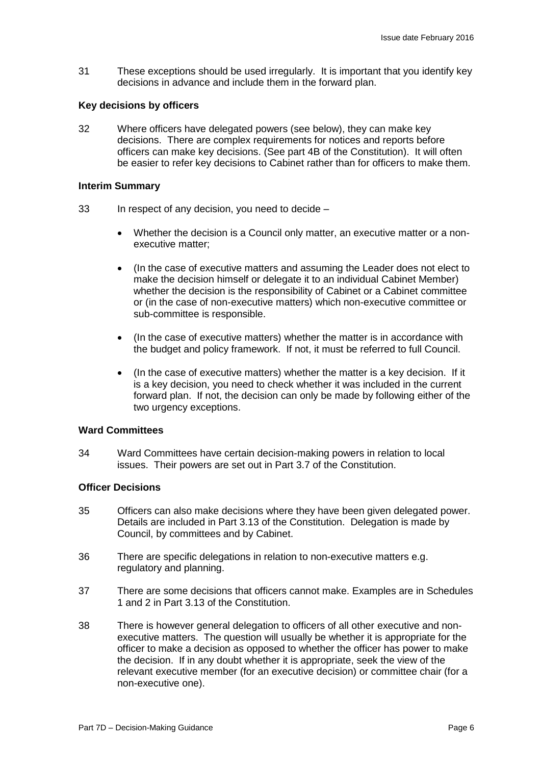31 These exceptions should be used irregularly. It is important that you identify key decisions in advance and include them in the forward plan.

**Key decisions by officers**

32 Where officers have delegated powers (see below), they can make key decisions. There are complex requirements for notices and reports before officers can make key decisions. (See part 4B of the Constitution). It will often be easier to refer key decisions to Cabinet rather than for officers to make them.

**Interim Summary**

33 In respect of any decision, you need to decide –

- Whether the decision is a Council only matter, an executive matter or a non-executive matter;
- (In the case of executive matters and assuming the Leader does not elect to make the decision himself or delegate it to an individual Cabinet Member) whether the decision is the responsibility of Cabinet or a Cabinet committee or (in the case of non-executive matters) which non-executive committee or sub-committee is responsible.
- (In the case of executive matters) whether the matter is in accordance with the budget and policy framework. If not, it must be referred to full Council.
- (In the case of executive matters) whether the matter is a key decision. If it is a key decision, you need to check whether it was included in the current forward plan. If not, the decision can only be made by following either of the two urgency exceptions.

**Ward Committees**

34 Ward Committees have certain decision-making powers in relation to local issues. Their powers are set out in Part 3.7 of the Constitution.

**Officer Decisions**

35 Officers can also make decisions where they have been given delegated power. Details are included in Part 3.13 of the Constitution. Delegation is made by Council, by committees and by Cabinet.

36 There are specific delegations in relation to non-executive matters e.g. regulatory and planning.

37 There are some decisions that officers cannot make. Examples are in Schedules 1 and 2 in Part 3.13 of the Constitution.

38 There is however general delegation to officers of all other executive and non-executive matters. The question will usually be whether it is appropriate for the officer to make a decision as opposed to whether the officer has power to make the decision. If in any doubt whether it is appropriate, seek the view of the relevant executive member (for an executive decision) or committee chair (for a non-executive one).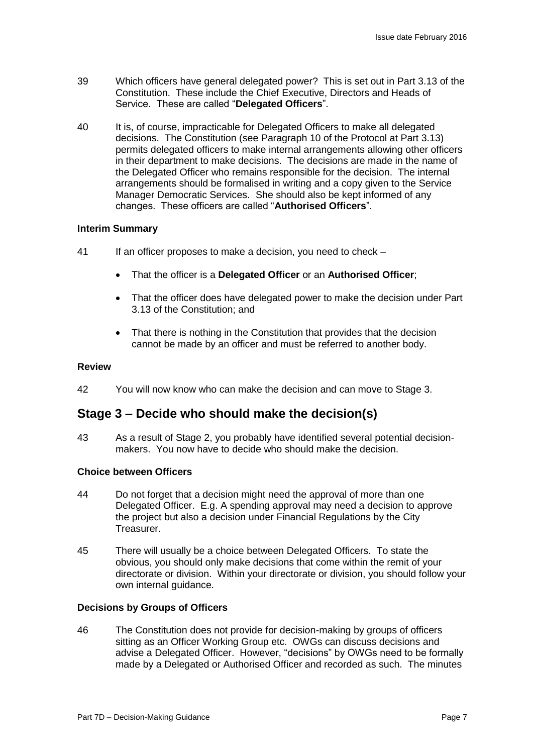39 Which officers have general delegated power? This is set out in Part 3.13 of the Constitution. These include the Chief Executive, Directors and Heads of Service. These are called "**Delegated Officers**".

40 It is, of course, impracticable for Delegated Officers to make all delegated decisions. The Constitution (see Paragraph 10 of the Protocol at Part 3.13) permits delegated officers to make internal arrangements allowing other officers in their department to make decisions. The decisions are made in the name of the Delegated Officer who remains responsible for the decision. The internal arrangements should be formalised in writing and a copy given to the Service Manager Democratic Services. She should also be kept informed of any changes. These officers are called "**Authorised Officers**".

**Interim Summary**

41 If an officer proposes to make a decision, you need to check –

- That the officer is a **Delegated Officer** or an **Authorised Officer**;
- That the officer does have delegated power to make the decision under Part 3.13 of the Constitution; and
- That there is nothing in the Constitution that provides that the decision cannot be made by an officer and must be referred to another body.

**Review**

42 You will now know who can make the decision and can move to Stage 3.

## Stage 3 – Decide who should make the decision(s)

43 As a result of Stage 2, you probably have identified several potential decision-makers. You now have to decide who should make the decision.

**Choice between Officers**

44 Do not forget that a decision might need the approval of more than one Delegated Officer. E.g. A spending approval may need a decision to approve the project but also a decision under Financial Regulations by the City Treasurer.

45 There will usually be a choice between Delegated Officers. To state the obvious, you should only make decisions that come within the remit of your directorate or division. Within your directorate or division, you should follow your own internal guidance.

**Decisions by Groups of Officers**

46 The Constitution does not provide for decision-making by groups of officers sitting as an Officer Working Group etc. OWGs can discuss decisions and advise a Delegated Officer. However, "decisions" by OWGs need to be formally made by a Delegated or Authorised Officer and recorded as such. The minutes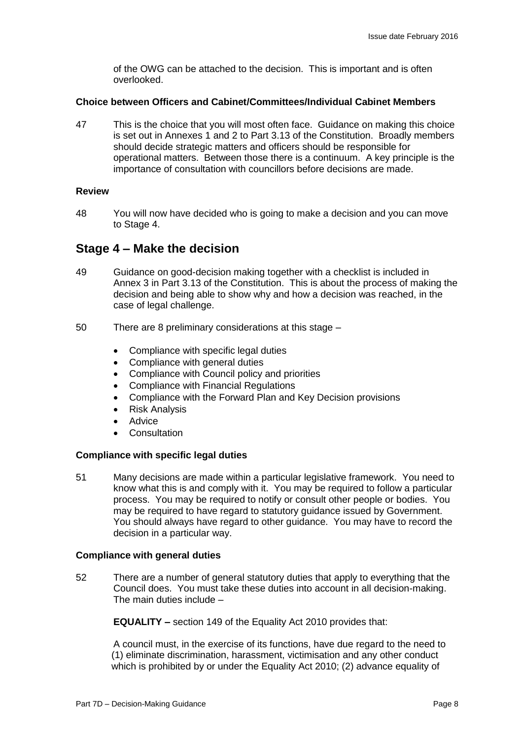of the OWG can be attached to the decision. This is important and is often overlooked.

**Choice between Officers and Cabinet/Committees/Individual Cabinet Members**

47 This is the choice that you will most often face. Guidance on making this choice is set out in Annexes 1 and 2 to Part 3.13 of the Constitution. Broadly members should decide strategic matters and officers should be responsible for operational matters. Between those there is a continuum. A key principle is the importance of consultation with councillors before decisions are made.

**Review**

48 You will now have decided who is going to make a decision and you can move to Stage 4.

## Stage 4 – Make the decision

49 Guidance on good-decision making together with a checklist is included in Annex 3 in Part 3.13 of the Constitution. This is about the process of making the decision and being able to show why and how a decision was reached, in the case of legal challenge.

50 There are 8 preliminary considerations at this stage –

- Compliance with specific legal duties
- Compliance with general duties
- Compliance with Council policy and priorities
- Compliance with Financial Regulations
- Compliance with the Forward Plan and Key Decision provisions
- Risk Analysis
- Advice
- Consultation

**Compliance with specific legal duties**

51 Many decisions are made within a particular legislative framework. You need to know what this is and comply with it. You may be required to follow a particular process. You may be required to notify or consult other people or bodies. You may be required to have regard to statutory guidance issued by Government. You should always have regard to other guidance. You may have to record the decision in a particular way.

**Compliance with general duties**

52 There are a number of general statutory duties that apply to everything that the Council does. You must take these duties into account in all decision-making. The main duties include –

**EQUALITY –** section 149 of the Equality Act 2010 provides that:

A council must, in the exercise of its functions, have due regard to the need to (1) eliminate discrimination, harassment, victimisation and any other conduct which is prohibited by or under the Equality Act 2010; (2) advance equality of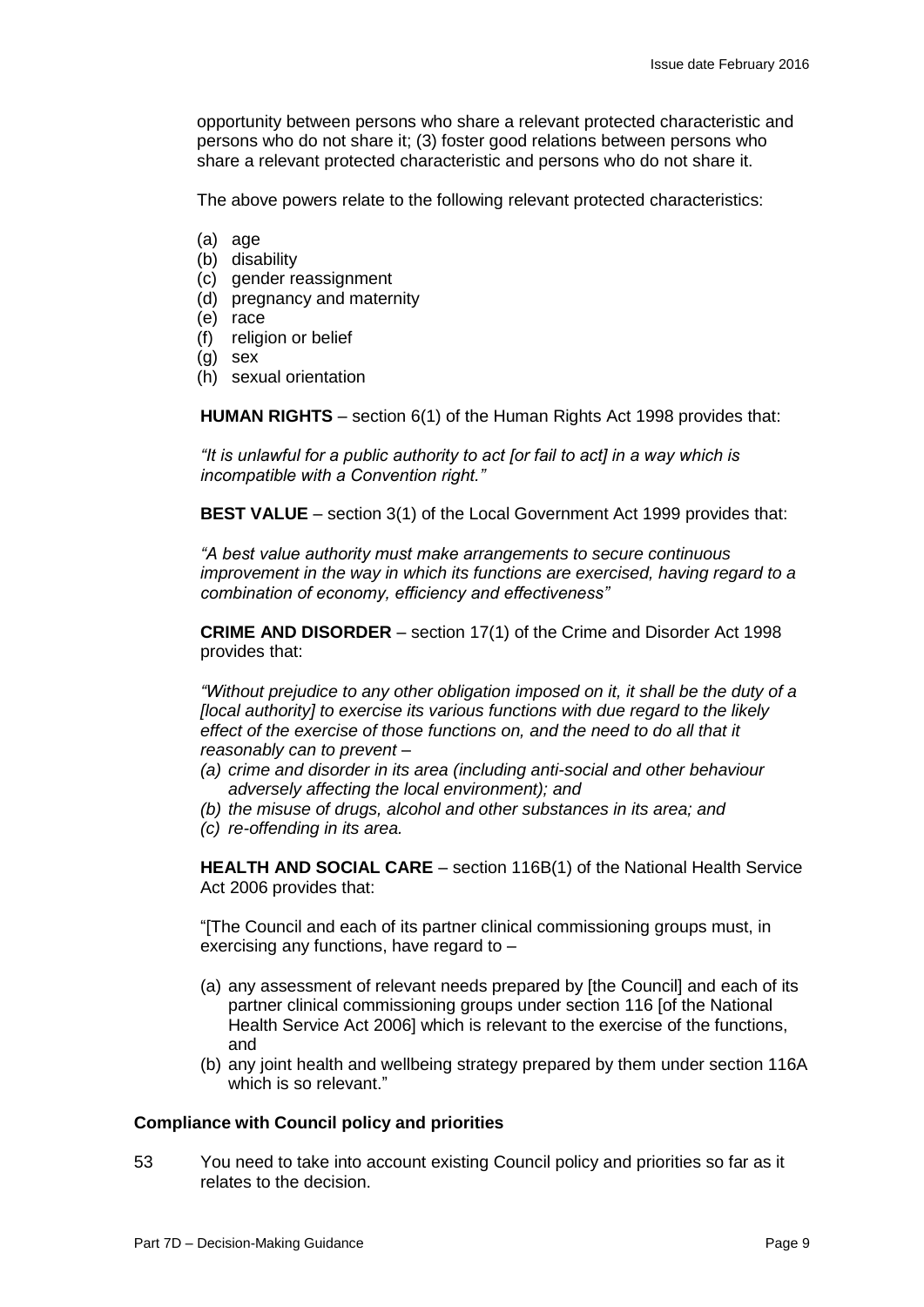opportunity between persons who share a relevant protected characteristic and persons who do not share it; (3) foster good relations between persons who share a relevant protected characteristic and persons who do not share it.

The above powers relate to the following relevant protected characteristics:

(a) age
(b) disability
(c) gender reassignment
(d) pregnancy and maternity
(e) race
(f) religion or belief
(g) sex
(h) sexual orientation

**HUMAN RIGHTS** – section 6(1) of the Human Rights Act 1998 provides that:

*"It is unlawful for a public authority to act [or fail to act] in a way which is incompatible with a Convention right."*

**BEST VALUE** – section 3(1) of the Local Government Act 1999 provides that:

*"A best value authority must make arrangements to secure continuous improvement in the way in which its functions are exercised, having regard to a combination of economy, efficiency and effectiveness"*

**CRIME AND DISORDER** – section 17(1) of the Crime and Disorder Act 1998 provides that:

*"Without prejudice to any other obligation imposed on it, it shall be the duty of a [local authority] to exercise its various functions with due regard to the likely effect of the exercise of those functions on, and the need to do all that it reasonably can to prevent –*

*(a) crime and disorder in its area (including anti-social and other behaviour adversely affecting the local environment); and*
*(b) the misuse of drugs, alcohol and other substances in its area; and*
*(c) re-offending in its area.*

**HEALTH AND SOCIAL CARE** – section 116B(1) of the National Health Service Act 2006 provides that:

"[The Council and each of its partner clinical commissioning groups must, in exercising any functions, have regard to –

(a) any assessment of relevant needs prepared by [the Council] and each of its partner clinical commissioning groups under section 116 [of the National Health Service Act 2006] which is relevant to the exercise of the functions, and
(b) any joint health and wellbeing strategy prepared by them under section 116A which is so relevant."

### Compliance with Council policy and priorities

53 You need to take into account existing Council policy and priorities so far as it relates to the decision.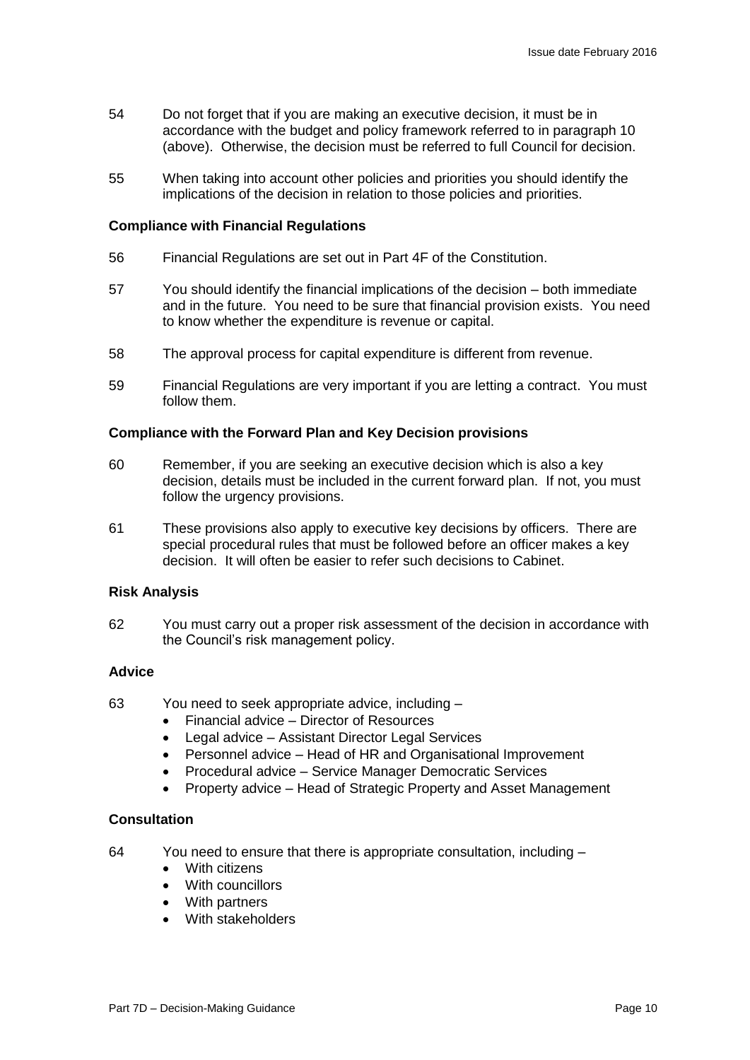54 Do not forget that if you are making an executive decision, it must be in accordance with the budget and policy framework referred to in paragraph 10 (above). Otherwise, the decision must be referred to full Council for decision.

55 When taking into account other policies and priorities you should identify the implications of the decision in relation to those policies and priorities.

**Compliance with Financial Regulations**

56 Financial Regulations are set out in Part 4F of the Constitution.

57 You should identify the financial implications of the decision – both immediate and in the future. You need to be sure that financial provision exists. You need to know whether the expenditure is revenue or capital.

58 The approval process for capital expenditure is different from revenue.

59 Financial Regulations are very important if you are letting a contract. You must follow them.

**Compliance with the Forward Plan and Key Decision provisions**

60 Remember, if you are seeking an executive decision which is also a key decision, details must be included in the current forward plan. If not, you must follow the urgency provisions.

61 These provisions also apply to executive key decisions by officers. There are special procedural rules that must be followed before an officer makes a key decision. It will often be easier to refer such decisions to Cabinet.

**Risk Analysis**

62 You must carry out a proper risk assessment of the decision in accordance with the Council's risk management policy.

**Advice**

63 You need to seek appropriate advice, including –

- Financial advice – Director of Resources
- Legal advice – Assistant Director Legal Services
- Personnel advice – Head of HR and Organisational Improvement
- Procedural advice – Service Manager Democratic Services
- Property advice – Head of Strategic Property and Asset Management

**Consultation**

64 You need to ensure that there is appropriate consultation, including –

- With citizens
- With councillors
- With partners
- With stakeholders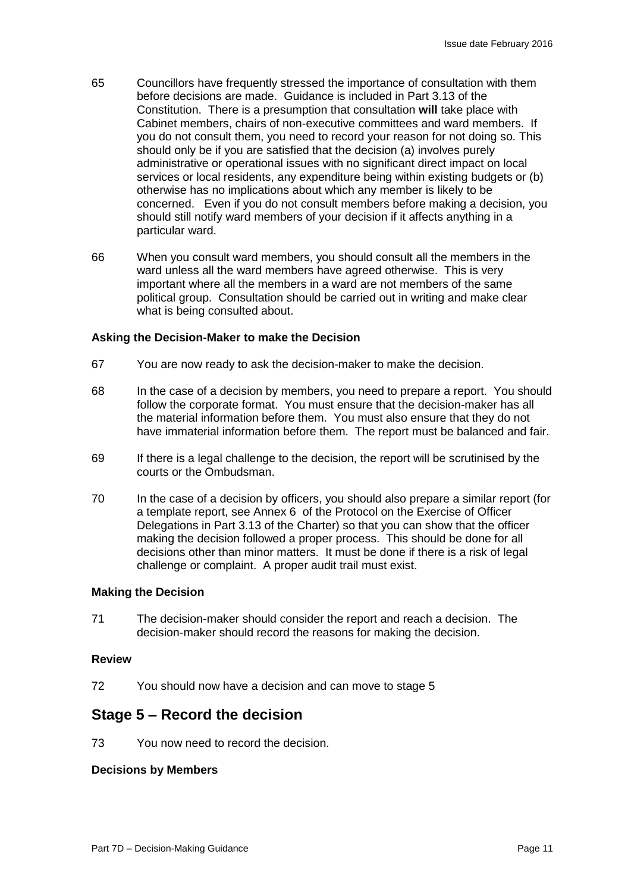65 Councillors have frequently stressed the importance of consultation with them before decisions are made. Guidance is included in Part 3.13 of the Constitution. There is a presumption that consultation **will** take place with Cabinet members, chairs of non-executive committees and ward members. If you do not consult them, you need to record your reason for not doing so. This should only be if you are satisfied that the decision (a) involves purely administrative or operational issues with no significant direct impact on local services or local residents, any expenditure being within existing budgets or (b) otherwise has no implications about which any member is likely to be concerned. Even if you do not consult members before making a decision, you should still notify ward members of your decision if it affects anything in a particular ward.

66 When you consult ward members, you should consult all the members in the ward unless all the ward members have agreed otherwise. This is very important where all the members in a ward are not members of the same political group. Consultation should be carried out in writing and make clear what is being consulted about.

**Asking the Decision-Maker to make the Decision**

67 You are now ready to ask the decision-maker to make the decision.

68 In the case of a decision by members, you need to prepare a report. You should follow the corporate format. You must ensure that the decision-maker has all the material information before them. You must also ensure that they do not have immaterial information before them. The report must be balanced and fair.

69 If there is a legal challenge to the decision, the report will be scrutinised by the courts or the Ombudsman.

70 In the case of a decision by officers, you should also prepare a similar report (for a template report, see Annex 6 of the Protocol on the Exercise of Officer Delegations in Part 3.13 of the Charter) so that you can show that the officer making the decision followed a proper process. This should be done for all decisions other than minor matters. It must be done if there is a risk of legal challenge or complaint. A proper audit trail must exist.

**Making the Decision**

71 The decision-maker should consider the report and reach a decision. The decision-maker should record the reasons for making the decision.

**Review**

72 You should now have a decision and can move to stage 5

## Stage 5 – Record the decision

73 You now need to record the decision.

**Decisions by Members**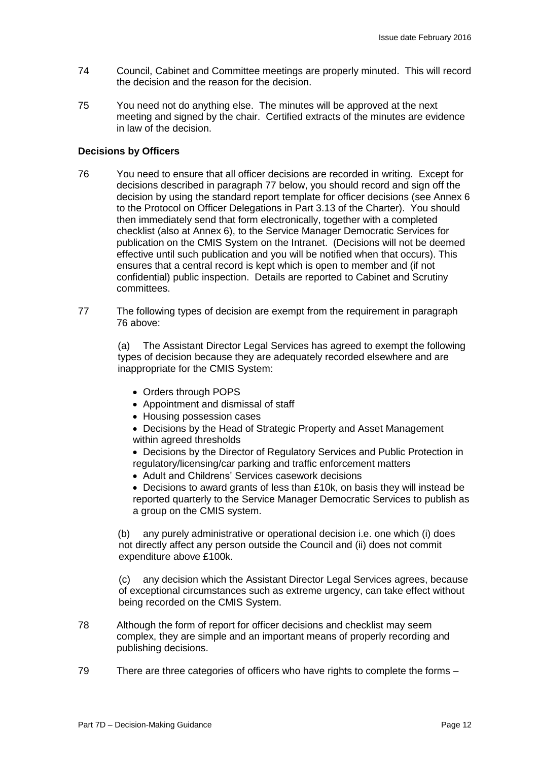74 Council, Cabinet and Committee meetings are properly minuted. This will record the decision and the reason for the decision.

75 You need not do anything else. The minutes will be approved at the next meeting and signed by the chair. Certified extracts of the minutes are evidence in law of the decision.

**Decisions by Officers**

76 You need to ensure that all officer decisions are recorded in writing. Except for decisions described in paragraph 77 below, you should record and sign off the decision by using the standard report template for officer decisions (see Annex 6 to the Protocol on Officer Delegations in Part 3.13 of the Charter). You should then immediately send that form electronically, together with a completed checklist (also at Annex 6), to the Service Manager Democratic Services for publication on the CMIS System on the Intranet. (Decisions will not be deemed effective until such publication and you will be notified when that occurs). This ensures that a central record is kept which is open to member and (if not confidential) public inspection. Details are reported to Cabinet and Scrutiny committees.

77 The following types of decision are exempt from the requirement in paragraph 76 above:

(a) The Assistant Director Legal Services has agreed to exempt the following types of decision because they are adequately recorded elsewhere and are inappropriate for the CMIS System:

- Orders through POPS
- Appointment and dismissal of staff
- Housing possession cases
- Decisions by the Head of Strategic Property and Asset Management within agreed thresholds
- Decisions by the Director of Regulatory Services and Public Protection in regulatory/licensing/car parking and traffic enforcement matters
- Adult and Childrens' Services casework decisions
- Decisions to award grants of less than £10k, on basis they will instead be reported quarterly to the Service Manager Democratic Services to publish as a group on the CMIS system.

(b) any purely administrative or operational decision i.e. one which (i) does not directly affect any person outside the Council and (ii) does not commit expenditure above £100k.

(c) any decision which the Assistant Director Legal Services agrees, because of exceptional circumstances such as extreme urgency, can take effect without being recorded on the CMIS System.

78 Although the form of report for officer decisions and checklist may seem complex, they are simple and an important means of properly recording and publishing decisions.

79 There are three categories of officers who have rights to complete the forms –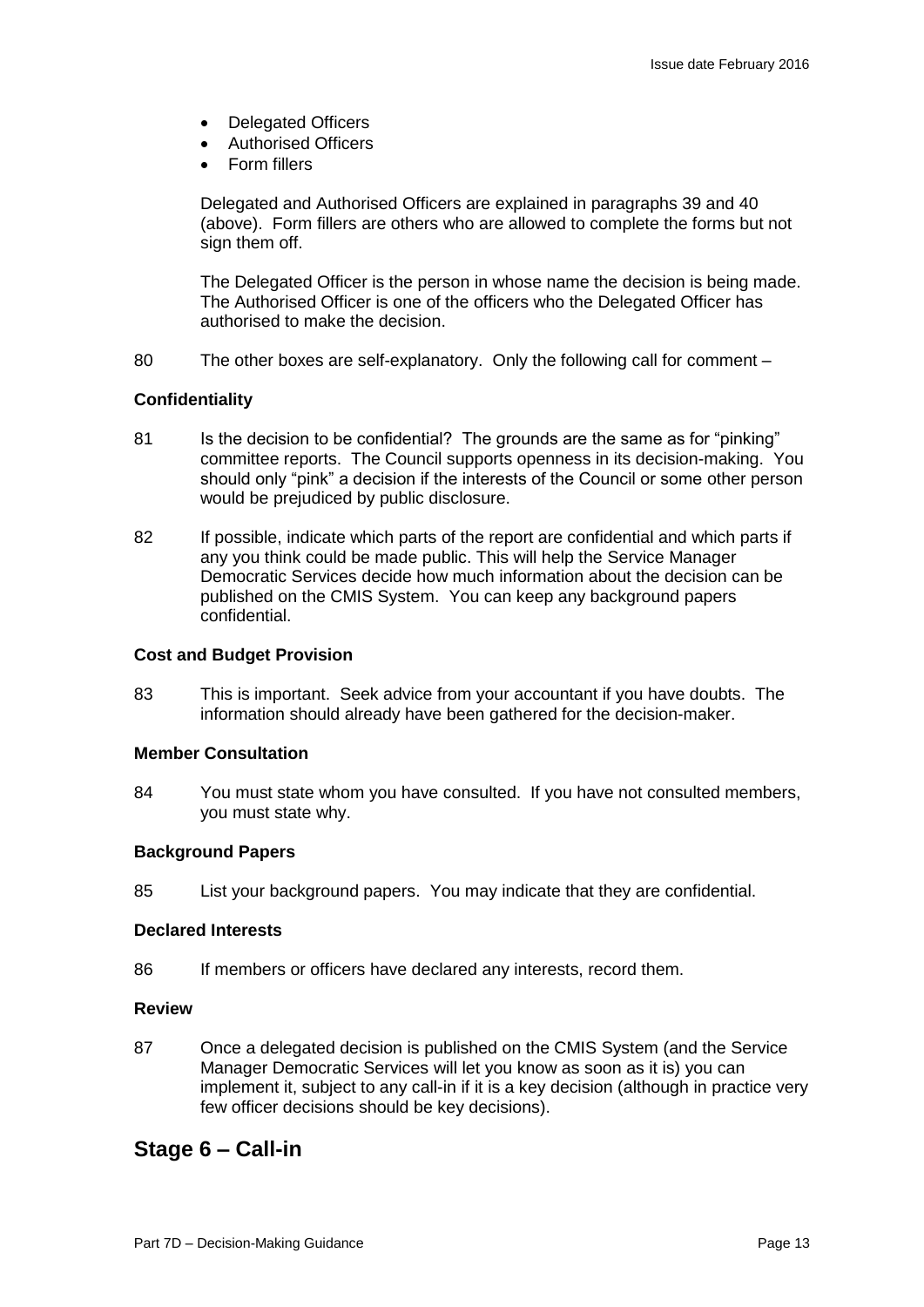- Delegated Officers
- Authorised Officers
- Form fillers

Delegated and Authorised Officers are explained in paragraphs 39 and 40 (above). Form fillers are others who are allowed to complete the forms but not sign them off.

The Delegated Officer is the person in whose name the decision is being made. The Authorised Officer is one of the officers who the Delegated Officer has authorised to make the decision.

80 The other boxes are self-explanatory. Only the following call for comment –

**Confidentiality**

81 Is the decision to be confidential? The grounds are the same as for "pinking" committee reports. The Council supports openness in its decision-making. You should only "pink" a decision if the interests of the Council or some other person would be prejudiced by public disclosure.

82 If possible, indicate which parts of the report are confidential and which parts if any you think could be made public. This will help the Service Manager Democratic Services decide how much information about the decision can be published on the CMIS System. You can keep any background papers confidential.

**Cost and Budget Provision**

83 This is important. Seek advice from your accountant if you have doubts. The information should already have been gathered for the decision-maker.

**Member Consultation**

84 You must state whom you have consulted. If you have not consulted members, you must state why.

**Background Papers**

85 List your background papers. You may indicate that they are confidential.

**Declared Interests**

86 If members or officers have declared any interests, record them.

**Review**

87 Once a delegated decision is published on the CMIS System (and the Service Manager Democratic Services will let you know as soon as it is) you can implement it, subject to any call-in if it is a key decision (although in practice very few officer decisions should be key decisions).

## Stage 6 – Call-in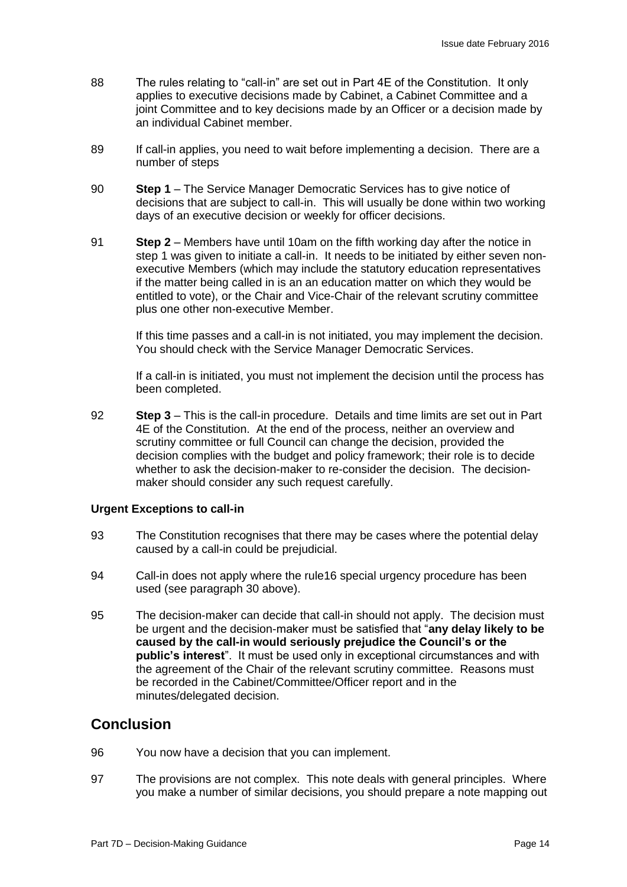88 The rules relating to "call-in" are set out in Part 4E of the Constitution. It only applies to executive decisions made by Cabinet, a Cabinet Committee and a joint Committee and to key decisions made by an Officer or a decision made by an individual Cabinet member.

89 If call-in applies, you need to wait before implementing a decision. There are a number of steps

90 **Step 1** – The Service Manager Democratic Services has to give notice of decisions that are subject to call-in. This will usually be done within two working days of an executive decision or weekly for officer decisions.

91 **Step 2** – Members have until 10am on the fifth working day after the notice in step 1 was given to initiate a call-in. It needs to be initiated by either seven non-executive Members (which may include the statutory education representatives if the matter being called in is an an education matter on which they would be entitled to vote), or the Chair and Vice-Chair of the relevant scrutiny committee plus one other non-executive Member.

If this time passes and a call-in is not initiated, you may implement the decision. You should check with the Service Manager Democratic Services.

If a call-in is initiated, you must not implement the decision until the process has been completed.

92 **Step 3** – This is the call-in procedure. Details and time limits are set out in Part 4E of the Constitution. At the end of the process, neither an overview and scrutiny committee or full Council can change the decision, provided the decision complies with the budget and policy framework; their role is to decide whether to ask the decision-maker to re-consider the decision. The decision-maker should consider any such request carefully.

### Urgent Exceptions to call-in

93 The Constitution recognises that there may be cases where the potential delay caused by a call-in could be prejudicial.

94 Call-in does not apply where the rule16 special urgency procedure has been used (see paragraph 30 above).

95 The decision-maker can decide that call-in should not apply. The decision must be urgent and the decision-maker must be satisfied that "**any delay likely to be caused by the call-in would seriously prejudice the Council's or the public's interest**". It must be used only in exceptional circumstances and with the agreement of the Chair of the relevant scrutiny committee. Reasons must be recorded in the Cabinet/Committee/Officer report and in the minutes/delegated decision.

## Conclusion

96 You now have a decision that you can implement.

97 The provisions are not complex. This note deals with general principles. Where you make a number of similar decisions, you should prepare a note mapping out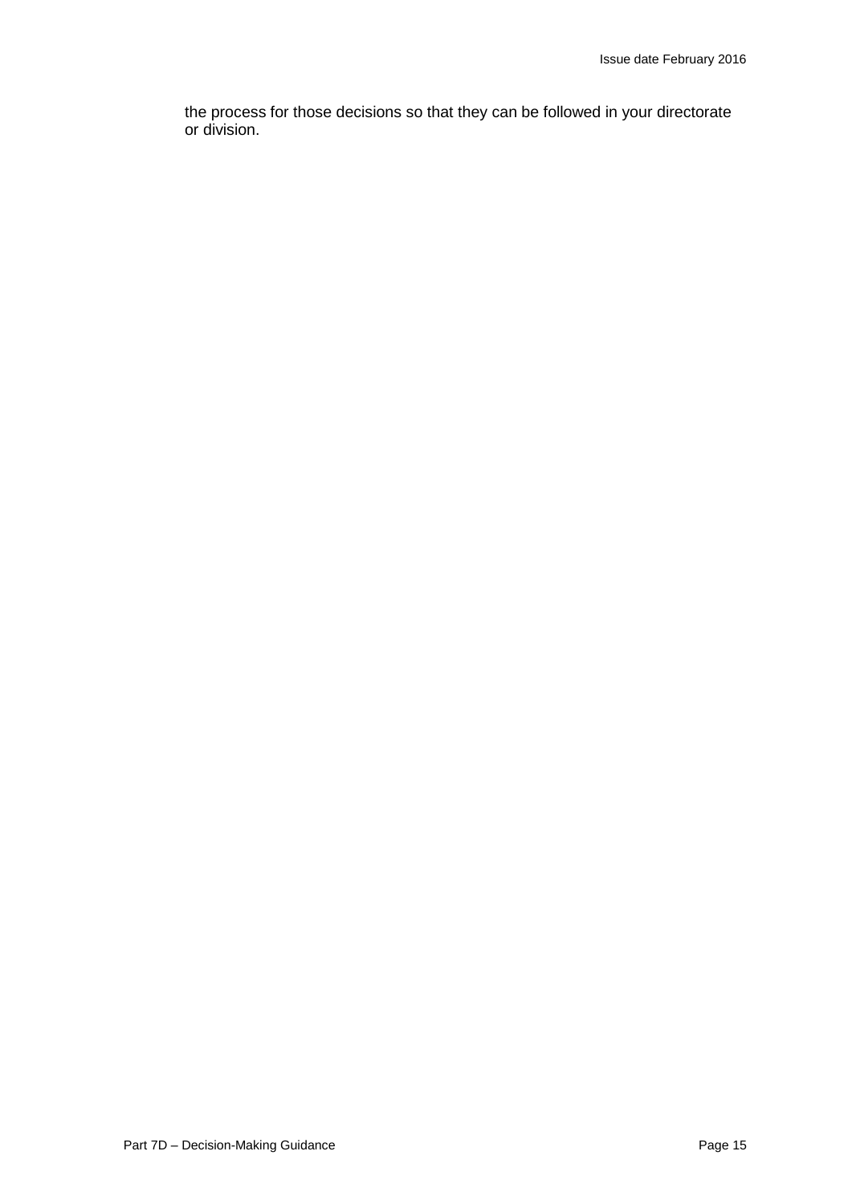the process for those decisions so that they can be followed in your directorate or division.